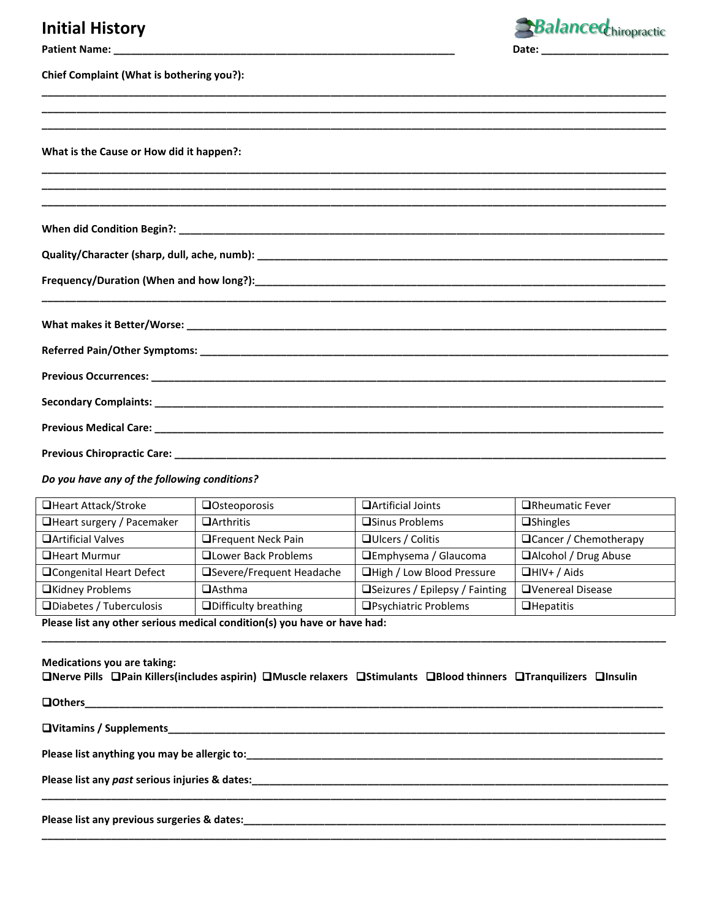# Initial History

Balanced Chiropractic

**Patient Name:** ______________________________________________ **Date:** ____________________

**Chief Complaint (What is bothering you?):**

_______________________________________________________________________________

_______________________________________________________________________________

_______________________________________________________________________________

**What is the Cause or How did it happen?:**

_______________________________________________________________________________

_______________________________________________________________________________

_______________________________________________________________________________

**When did Condition Begin?:** ____________________________________________________________

**Quality/Character (sharp, dull, ache, numb):** ______________________________________________

**Frequency/Duration (When and how long?):**_________________________________________________

_______________________________________________________________________________

**What makes it Better/Worse:** ____________________________________________________________

**Referred Pain/Other Symptoms:** __________________________________________________________

**Previous Occurrences:** _________________________________________________________________

**Secondary Complaints:** ________________________________________________________________

**Previous Medical Care:** ________________________________________________________________

**Previous Chiropractic Care:** _____________________________________________________________

***Do you have any of the following conditions?***

| | | | |
|---|---|---|---|
| ❑Heart Attack/Stroke | ❑Osteoporosis | ❑Artificial Joints | ❑Rheumatic Fever |
| ❑Heart surgery / Pacemaker | ❑Arthritis | ❑Sinus Problems | ❑Shingles |
| ❑Artificial Valves | ❑Frequent Neck Pain | ❑Ulcers / Colitis | ❑Cancer / Chemotherapy |
| ❑Heart Murmur | ❑Lower Back Problems | ❑Emphysema / Glaucoma | ❑Alcohol / Drug Abuse |
| ❑Congenital Heart Defect | ❑Severe/Frequent Headache | ❑High / Low Blood Pressure | ❑HIV+ / Aids |
| ❑Kidney Problems | ❑Asthma | ❑Seizures / Epilepsy / Fainting | ❑Venereal Disease |
| ❑Diabetes / Tuberculosis | ❑Difficulty breathing | ❑Psychiatric Problems | ❑Hepatitis |

**Please list any other serious medical condition(s) you have or have had:**

_______________________________________________________________________________

**Medications you are taking:**

**❑Nerve Pills ❑Pain Killers(includes aspirin) ❑Muscle relaxers ❑Stimulants ❑Blood thinners ❑Tranquilizers ❑Insulin**

**❑Others**____________________________________________________________________________

**❑Vitamins / Supplements**_______________________________________________________________

**Please list anything you may be allergic to:**_________________________________________________

**Please list any *past* serious injuries & dates:**_______________________________________________

_______________________________________________________________________________

**Please list any previous surgeries & dates:**__________________________________________________

_______________________________________________________________________________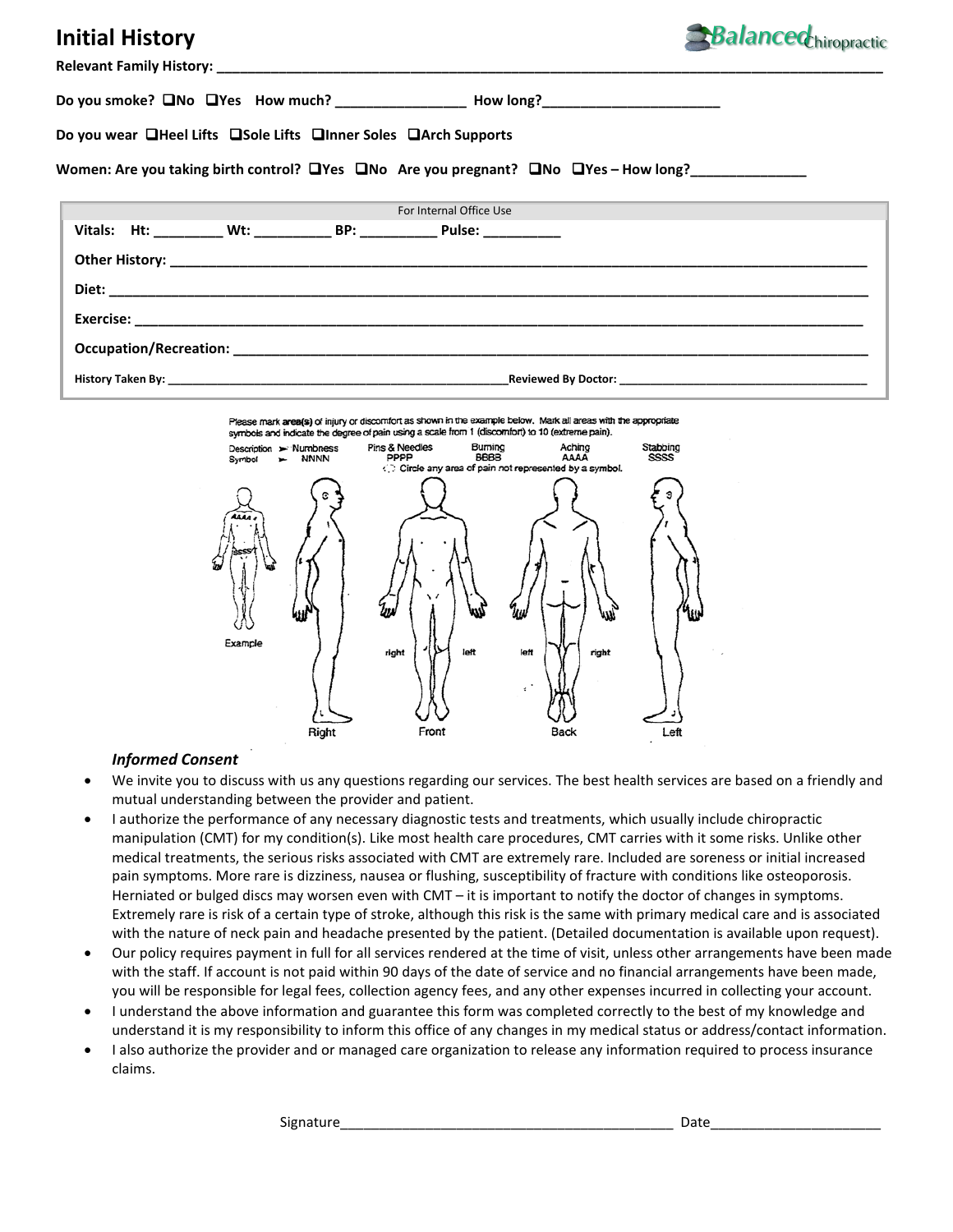# Initial History

Balanced Chiropractic

**Relevant Family History:** ______________________________________________________________________________

**Do you smoke?** ❑No ❑Yes **How much?** ________________ **How long?**______________________

**Do you wear** ❑Heel Lifts ❑Sole Lifts ❑Inner Soles ❑Arch Supports

**Women: Are you taking birth control?** ❑Yes ❑No **Are you pregnant?** ❑No ❑Yes – How long?______________

For Internal Office Use

**Vitals: Ht:** ________ **Wt:** __________ **BP:** __________ **Pulse:** __________

**Other History:** ______________________________________________________________________________

**Diet:** ______________________________________________________________________________

**Exercise:** ______________________________________________________________________________

**Occupation/Recreation:** ______________________________________________________________________________

**History Taken By:** ______________________________________ **Reviewed By Doctor:** ______________________________

Please mark **area(s)** of injury or discomfort as shown in the example below. Mark all areas with the appropriate symbols and indicate the degree of pain using a scale from 1 (discomfort) to 10 (extreme pain).

Description ➤ Numbness — Pins & Needles — Burning — Aching — Stabbing

Symbol ➤ NNNN — PPPP — BBBB — AAAA — SSSS

Circle any area of pain not represented by a symbol.

Example

AAAA

SSSS

right

left

left

right

Right

Front

Back

Left

### *Informed Consent*

- We invite you to discuss with us any questions regarding our services. The best health services are based on a friendly and mutual understanding between the provider and patient.
- I authorize the performance of any necessary diagnostic tests and treatments, which usually include chiropractic manipulation (CMT) for my condition(s). Like most health care procedures, CMT carries with it some risks. Unlike other medical treatments, the serious risks associated with CMT are extremely rare. Included are soreness or initial increased pain symptoms. More rare is dizziness, nausea or flushing, susceptibility of fracture with conditions like osteoporosis. Herniated or bulged discs may worsen even with CMT – it is important to notify the doctor of changes in symptoms. Extremely rare is risk of a certain type of stroke, although this risk is the same with primary medical care and is associated with the nature of neck pain and headache presented by the patient. (Detailed documentation is available upon request).
- Our policy requires payment in full for all services rendered at the time of visit, unless other arrangements have been made with the staff. If account is not paid within 90 days of the date of service and no financial arrangements have been made, you will be responsible for legal fees, collection agency fees, and any other expenses incurred in collecting your account.
- I understand the above information and guarantee this form was completed correctly to the best of my knowledge and understand it is my responsibility to inform this office of any changes in my medical status or address/contact information.
- I also authorize the provider and or managed care organization to release any information required to process insurance claims.

Signature________________________________________ Date_____________________